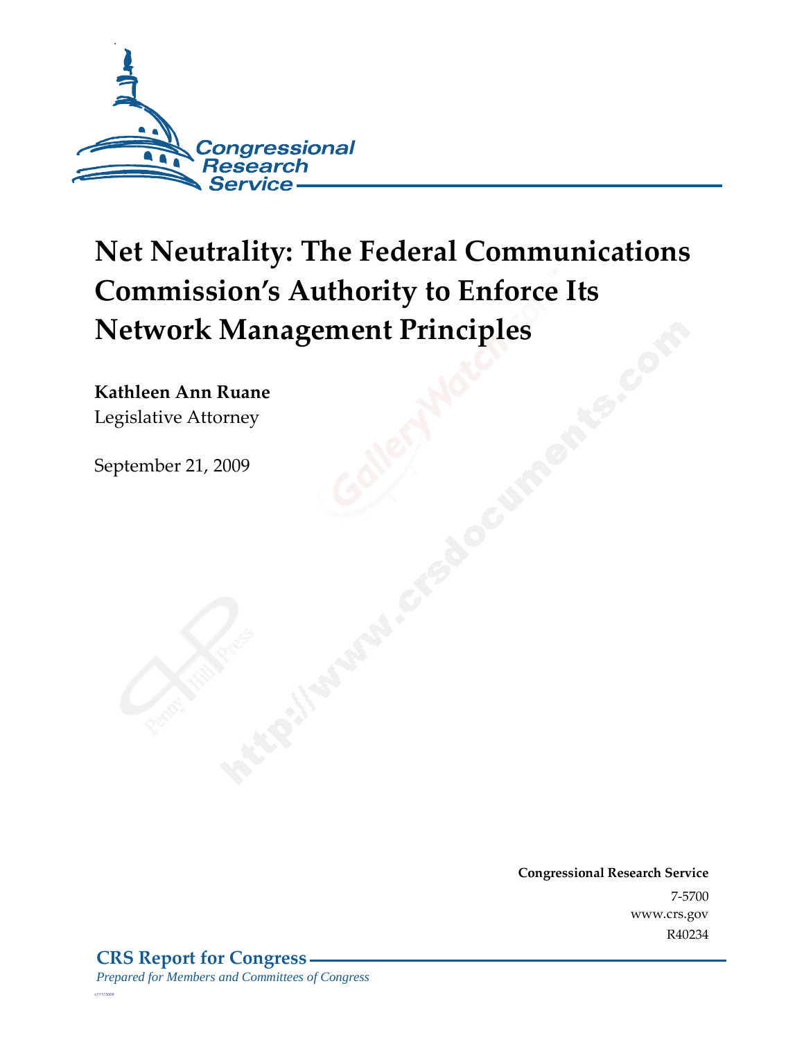# Net Neutrality: The Federal Communications Commission's Authority to Enforce Its Network Management Principles

**Kathleen Ann Ruane**
Legislative Attorney

September 21, 2009

**Congressional Research Service**
7-5700
www.crs.gov
R40234

**CRS Report for Congress**
*Prepared for Members and Committees of Congress*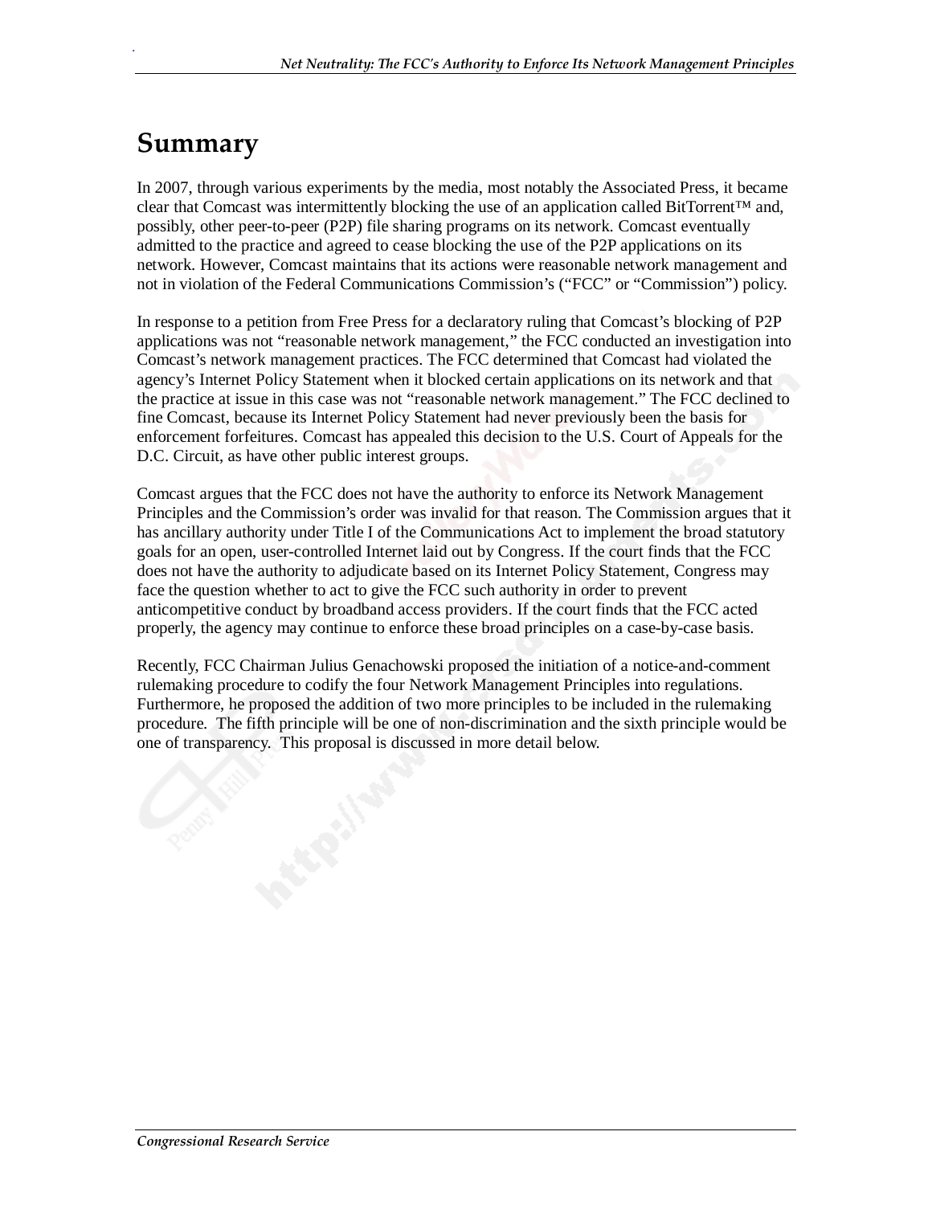# Summary

In 2007, through various experiments by the media, most notably the Associated Press, it became clear that Comcast was intermittently blocking the use of an application called BitTorrent™ and, possibly, other peer-to-peer (P2P) file sharing programs on its network. Comcast eventually admitted to the practice and agreed to cease blocking the use of the P2P applications on its network. However, Comcast maintains that its actions were reasonable network management and not in violation of the Federal Communications Commission's ("FCC" or "Commission") policy.

In response to a petition from Free Press for a declaratory ruling that Comcast's blocking of P2P applications was not "reasonable network management," the FCC conducted an investigation into Comcast's network management practices. The FCC determined that Comcast had violated the agency's Internet Policy Statement when it blocked certain applications on its network and that the practice at issue in this case was not "reasonable network management." The FCC declined to fine Comcast, because its Internet Policy Statement had never previously been the basis for enforcement forfeitures. Comcast has appealed this decision to the U.S. Court of Appeals for the D.C. Circuit, as have other public interest groups.

Comcast argues that the FCC does not have the authority to enforce its Network Management Principles and the Commission's order was invalid for that reason. The Commission argues that it has ancillary authority under Title I of the Communications Act to implement the broad statutory goals for an open, user-controlled Internet laid out by Congress. If the court finds that the FCC does not have the authority to adjudicate based on its Internet Policy Statement, Congress may face the question whether to act to give the FCC such authority in order to prevent anticompetitive conduct by broadband access providers. If the court finds that the FCC acted properly, the agency may continue to enforce these broad principles on a case-by-case basis.

Recently, FCC Chairman Julius Genachowski proposed the initiation of a notice-and-comment rulemaking procedure to codify the four Network Management Principles into regulations. Furthermore, he proposed the addition of two more principles to be included in the rulemaking procedure. The fifth principle will be one of non-discrimination and the sixth principle would be one of transparency. This proposal is discussed in more detail below.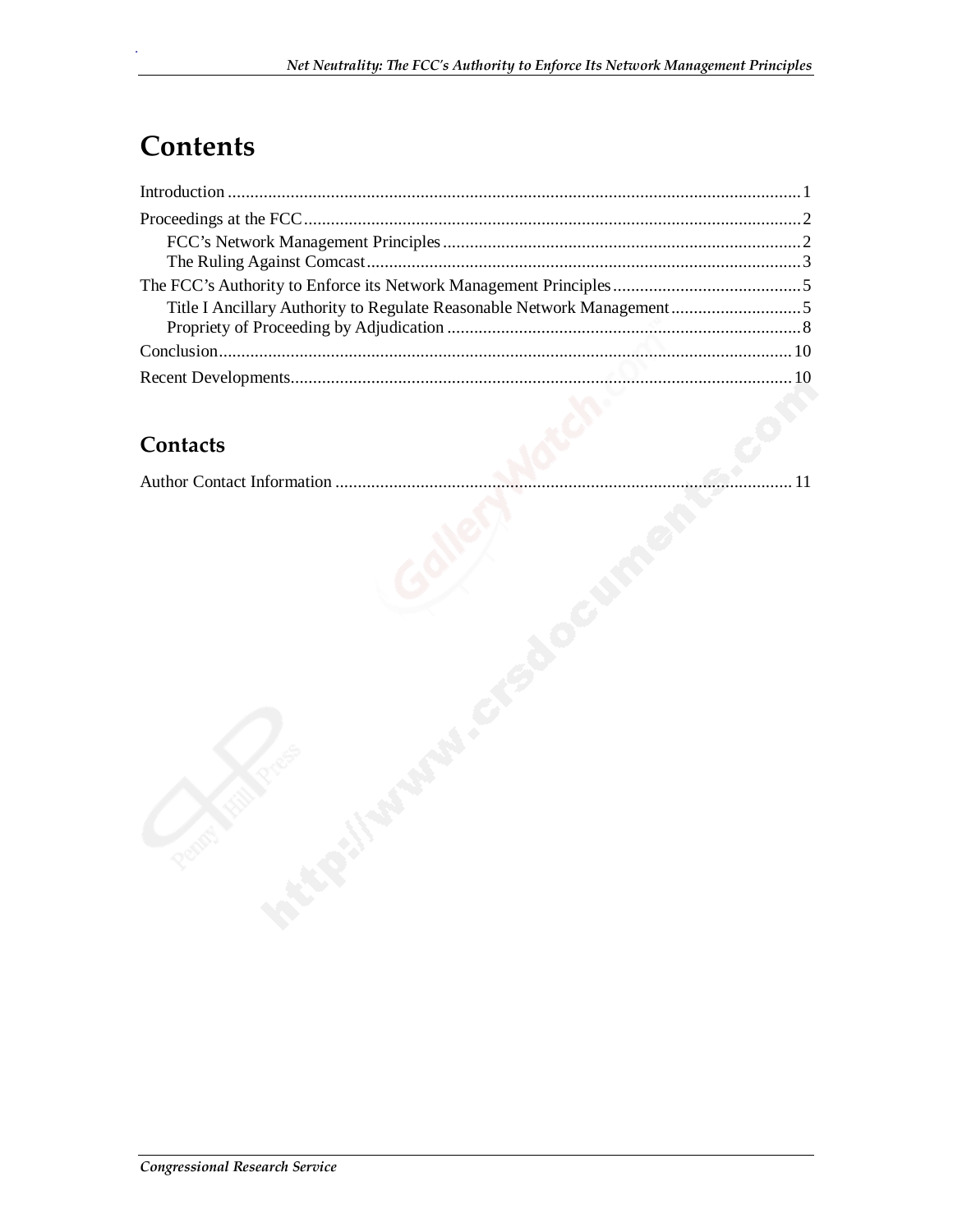# Contents

Introduction ............................................................................................................................. 1

Proceedings at the FCC ............................................................................................................ 2

FCC's Network Management Principles ............................................................................... 2

The Ruling Against Comcast ................................................................................................ 3

The FCC's Authority to Enforce its Network Management Principles .......................................... 5

Title I Ancillary Authority to Regulate Reasonable Network Management ............................. 5

Propriety of Proceeding by Adjudication .............................................................................. 8

Conclusion .............................................................................................................................. 10

Recent Developments .............................................................................................................. 10

## Contacts

Author Contact Information ..................................................................................................... 11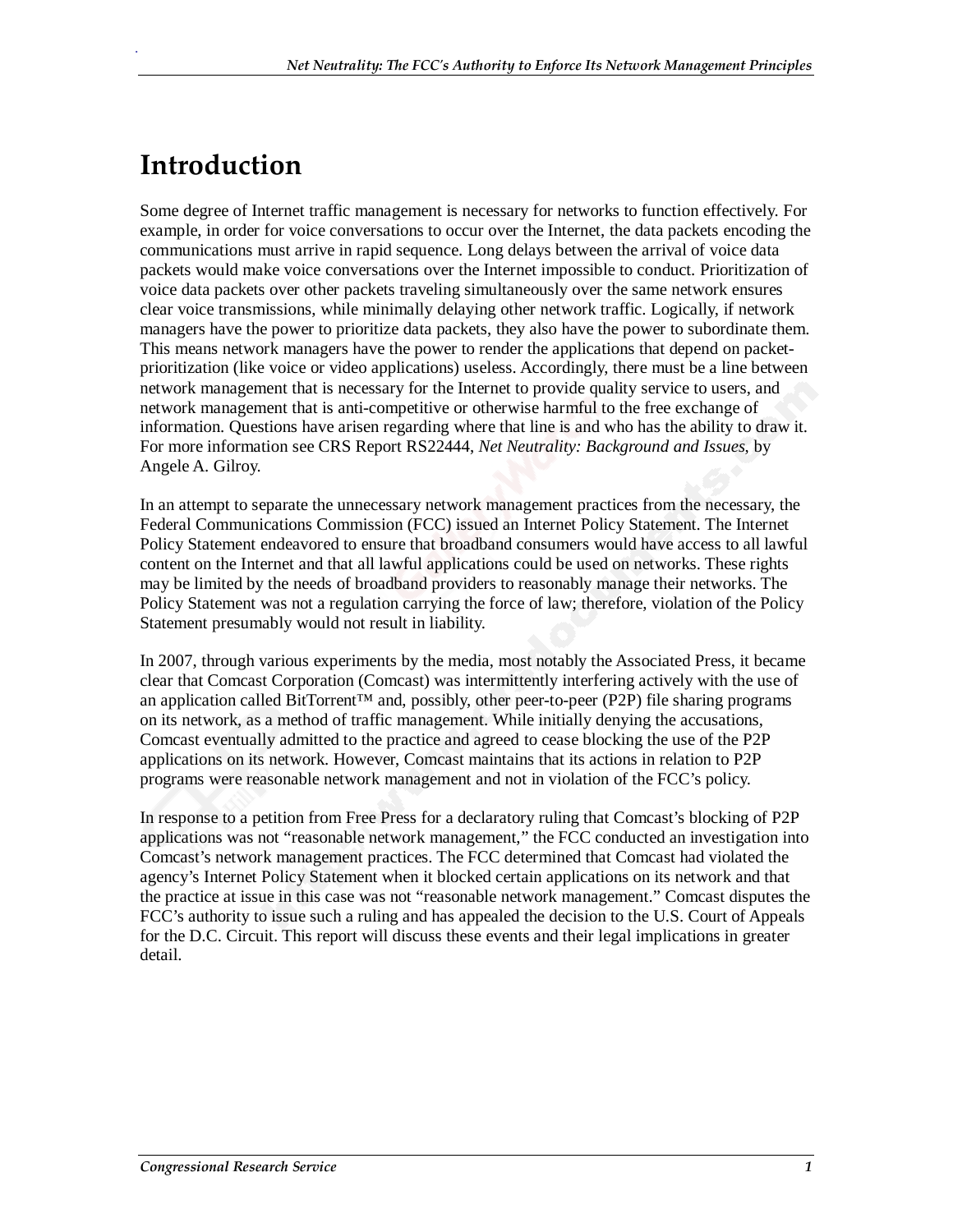# Introduction

Some degree of Internet traffic management is necessary for networks to function effectively. For example, in order for voice conversations to occur over the Internet, the data packets encoding the communications must arrive in rapid sequence. Long delays between the arrival of voice data packets would make voice conversations over the Internet impossible to conduct. Prioritization of voice data packets over other packets traveling simultaneously over the same network ensures clear voice transmissions, while minimally delaying other network traffic. Logically, if network managers have the power to prioritize data packets, they also have the power to subordinate them. This means network managers have the power to render the applications that depend on packet-prioritization (like voice or video applications) useless. Accordingly, there must be a line between network management that is necessary for the Internet to provide quality service to users, and network management that is anti-competitive or otherwise harmful to the free exchange of information. Questions have arisen regarding where that line is and who has the ability to draw it. For more information see CRS Report RS22444, *Net Neutrality: Background and Issues*, by Angele A. Gilroy.

In an attempt to separate the unnecessary network management practices from the necessary, the Federal Communications Commission (FCC) issued an Internet Policy Statement. The Internet Policy Statement endeavored to ensure that broadband consumers would have access to all lawful content on the Internet and that all lawful applications could be used on networks. These rights may be limited by the needs of broadband providers to reasonably manage their networks. The Policy Statement was not a regulation carrying the force of law; therefore, violation of the Policy Statement presumably would not result in liability.

In 2007, through various experiments by the media, most notably the Associated Press, it became clear that Comcast Corporation (Comcast) was intermittently interfering actively with the use of an application called BitTorrent™ and, possibly, other peer-to-peer (P2P) file sharing programs on its network, as a method of traffic management. While initially denying the accusations, Comcast eventually admitted to the practice and agreed to cease blocking the use of the P2P applications on its network. However, Comcast maintains that its actions in relation to P2P programs were reasonable network management and not in violation of the FCC's policy.

In response to a petition from Free Press for a declaratory ruling that Comcast's blocking of P2P applications was not "reasonable network management," the FCC conducted an investigation into Comcast's network management practices. The FCC determined that Comcast had violated the agency's Internet Policy Statement when it blocked certain applications on its network and that the practice at issue in this case was not "reasonable network management." Comcast disputes the FCC's authority to issue such a ruling and has appealed the decision to the U.S. Court of Appeals for the D.C. Circuit. This report will discuss these events and their legal implications in greater detail.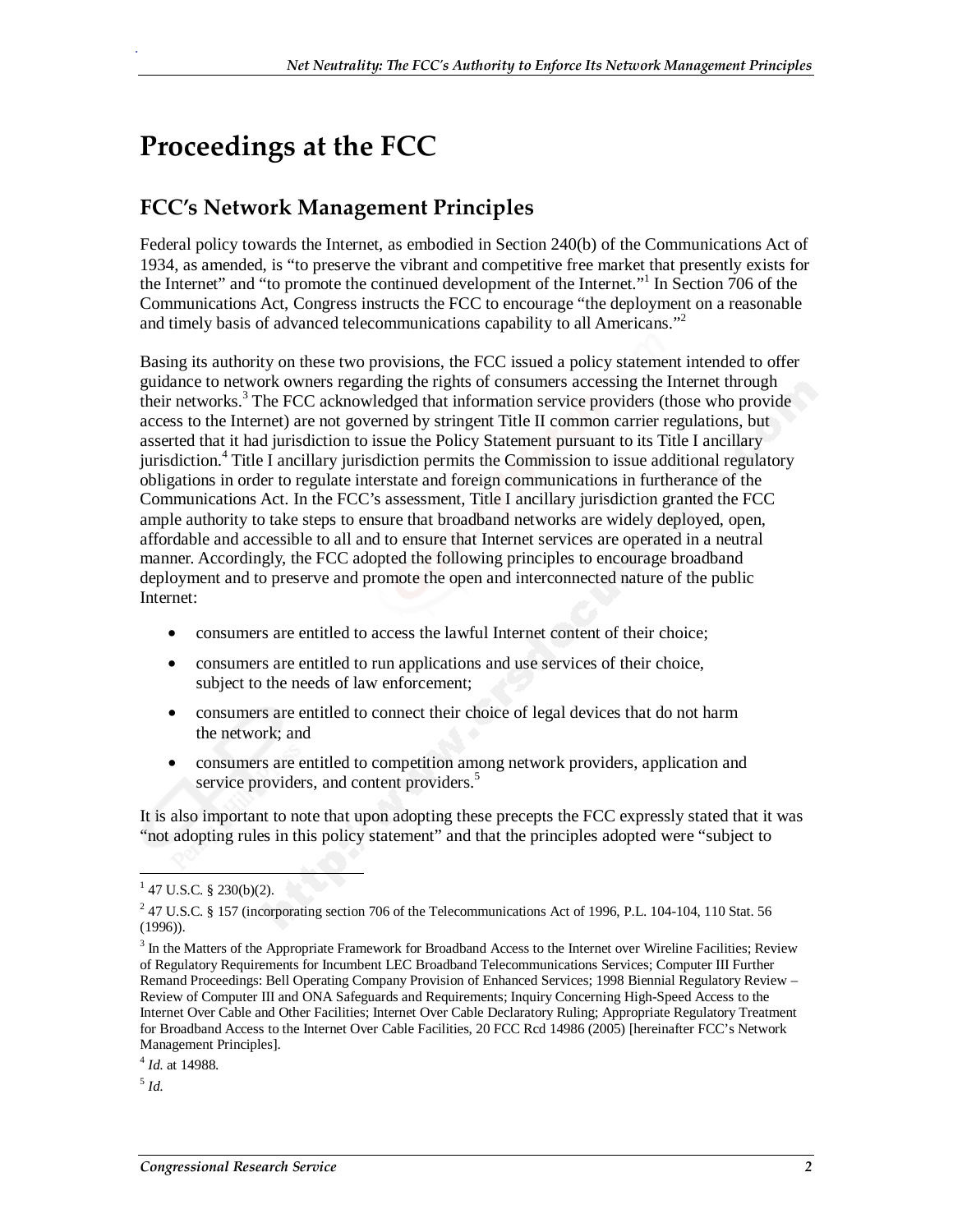# Proceedings at the FCC

## FCC's Network Management Principles

Federal policy towards the Internet, as embodied in Section 240(b) of the Communications Act of 1934, as amended, is "to preserve the vibrant and competitive free market that presently exists for the Internet" and "to promote the continued development of the Internet."[1] In Section 706 of the Communications Act, Congress instructs the FCC to encourage "the deployment on a reasonable and timely basis of advanced telecommunications capability to all Americans."[2]

Basing its authority on these two provisions, the FCC issued a policy statement intended to offer guidance to network owners regarding the rights of consumers accessing the Internet through their networks.[3] The FCC acknowledged that information service providers (those who provide access to the Internet) are not governed by stringent Title II common carrier regulations, but asserted that it had jurisdiction to issue the Policy Statement pursuant to its Title I ancillary jurisdiction.[4] Title I ancillary jurisdiction permits the Commission to issue additional regulatory obligations in order to regulate interstate and foreign communications in furtherance of the Communications Act. In the FCC's assessment, Title I ancillary jurisdiction granted the FCC ample authority to take steps to ensure that broadband networks are widely deployed, open, affordable and accessible to all and to ensure that Internet services are operated in a neutral manner. Accordingly, the FCC adopted the following principles to encourage broadband deployment and to preserve and promote the open and interconnected nature of the public Internet:

- consumers are entitled to access the lawful Internet content of their choice;
- consumers are entitled to run applications and use services of their choice, subject to the needs of law enforcement;
- consumers are entitled to connect their choice of legal devices that do not harm the network; and
- consumers are entitled to competition among network providers, application and service providers, and content providers.[5]

It is also important to note that upon adopting these precepts the FCC expressly stated that it was "not adopting rules in this policy statement" and that the principles adopted were "subject to

---

[1] 47 U.S.C. § 230(b)(2).

[2] 47 U.S.C. § 157 (incorporating section 706 of the Telecommunications Act of 1996, P.L. 104-104, 110 Stat. 56 (1996)).

[3] In the Matters of the Appropriate Framework for Broadband Access to the Internet over Wireline Facilities; Review of Regulatory Requirements for Incumbent LEC Broadband Telecommunications Services; Computer III Further Remand Proceedings: Bell Operating Company Provision of Enhanced Services; 1998 Biennial Regulatory Review – Review of Computer III and ONA Safeguards and Requirements; Inquiry Concerning High-Speed Access to the Internet Over Cable and Other Facilities; Internet Over Cable Declaratory Ruling; Appropriate Regulatory Treatment for Broadband Access to the Internet Over Cable Facilities, 20 FCC Rcd 14986 (2005) [hereinafter FCC's Network Management Principles].

[4] *Id.* at 14988.

[5] *Id.*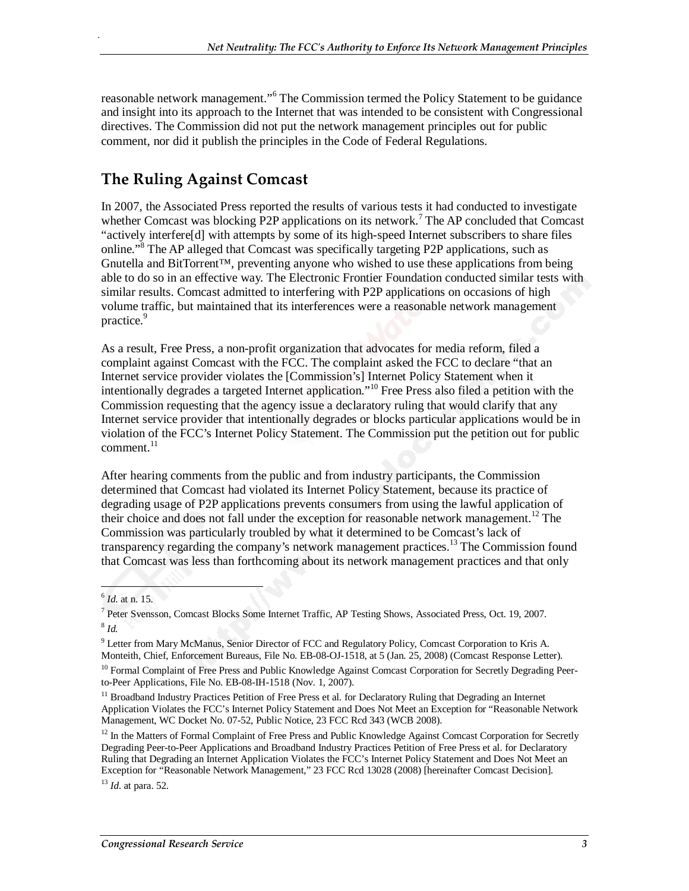reasonable network management."[6] The Commission termed the Policy Statement to be guidance and insight into its approach to the Internet that was intended to be consistent with Congressional directives. The Commission did not put the network management principles out for public comment, nor did it publish the principles in the Code of Federal Regulations.

## The Ruling Against Comcast

In 2007, the Associated Press reported the results of various tests it had conducted to investigate whether Comcast was blocking P2P applications on its network.[7] The AP concluded that Comcast "actively interfere[d] with attempts by some of its high-speed Internet subscribers to share files online."[8] The AP alleged that Comcast was specifically targeting P2P applications, such as Gnutella and BitTorrent™, preventing anyone who wished to use these applications from being able to do so in an effective way. The Electronic Frontier Foundation conducted similar tests with similar results. Comcast admitted to interfering with P2P applications on occasions of high volume traffic, but maintained that its interferences were a reasonable network management practice.[9]

As a result, Free Press, a non-profit organization that advocates for media reform, filed a complaint against Comcast with the FCC. The complaint asked the FCC to declare "that an Internet service provider violates the [Commission's] Internet Policy Statement when it intentionally degrades a targeted Internet application."[10] Free Press also filed a petition with the Commission requesting that the agency issue a declaratory ruling that would clarify that any Internet service provider that intentionally degrades or blocks particular applications would be in violation of the FCC's Internet Policy Statement. The Commission put the petition out for public comment.[11]

After hearing comments from the public and from industry participants, the Commission determined that Comcast had violated its Internet Policy Statement, because its practice of degrading usage of P2P applications prevents consumers from using the lawful application of their choice and does not fall under the exception for reasonable network management.[12] The Commission was particularly troubled by what it determined to be Comcast's lack of transparency regarding the company's network management practices.[13] The Commission found that Comcast was less than forthcoming about its network management practices and that only

---

[6] *Id.* at n. 15.

[7] Peter Svensson, Comcast Blocks Some Internet Traffic, AP Testing Shows, Associated Press, Oct. 19, 2007.

[8] *Id.*

[9] Letter from Mary McManus, Senior Director of FCC and Regulatory Policy, Comcast Corporation to Kris A. Monteith, Chief, Enforcement Bureaus, File No. EB-08-OJ-1518, at 5 (Jan. 25, 2008) (Comcast Response Letter).

[10] Formal Complaint of Free Press and Public Knowledge Against Comcast Corporation for Secretly Degrading Peer-to-Peer Applications, File No. EB-08-IH-1518 (Nov. 1, 2007).

[11] Broadband Industry Practices Petition of Free Press et al. for Declaratory Ruling that Degrading an Internet Application Violates the FCC's Internet Policy Statement and Does Not Meet an Exception for "Reasonable Network Management, WC Docket No. 07-52, Public Notice, 23 FCC Rcd 343 (WCB 2008).

[12] In the Matters of Formal Complaint of Free Press and Public Knowledge Against Comcast Corporation for Secretly Degrading Peer-to-Peer Applications and Broadband Industry Practices Petition of Free Press et al. for Declaratory Ruling that Degrading an Internet Application Violates the FCC's Internet Policy Statement and Does Not Meet an Exception for "Reasonable Network Management," 23 FCC Rcd 13028 (2008) [hereinafter Comcast Decision].

[13] *Id.* at para. 52.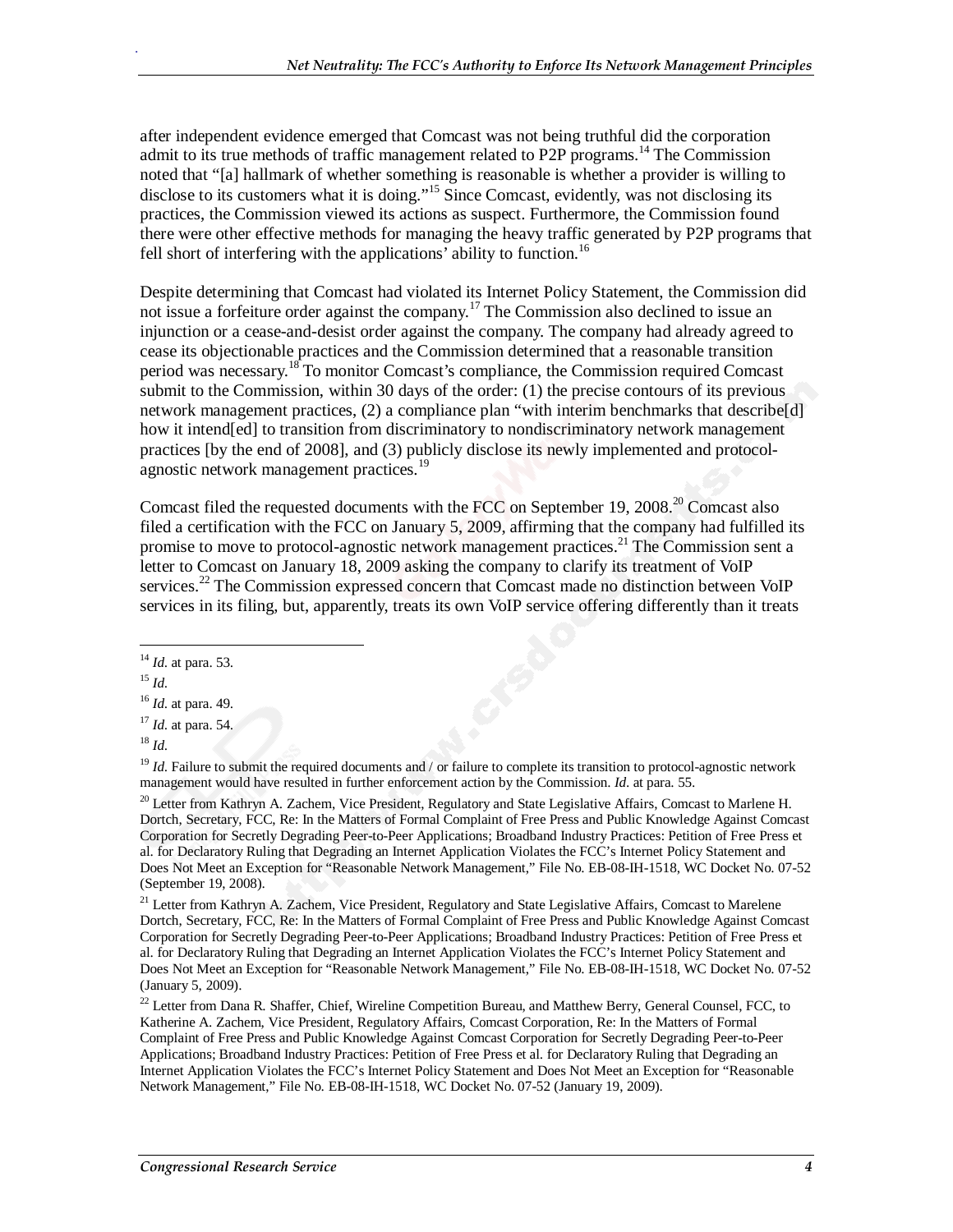after independent evidence emerged that Comcast was not being truthful did the corporation admit to its true methods of traffic management related to P2P programs.[14] The Commission noted that "[a] hallmark of whether something is reasonable is whether a provider is willing to disclose to its customers what it is doing."[15] Since Comcast, evidently, was not disclosing its practices, the Commission viewed its actions as suspect. Furthermore, the Commission found there were other effective methods for managing the heavy traffic generated by P2P programs that fell short of interfering with the applications' ability to function.[16]

Despite determining that Comcast had violated its Internet Policy Statement, the Commission did not issue a forfeiture order against the company.[17] The Commission also declined to issue an injunction or a cease-and-desist order against the company. The company had already agreed to cease its objectionable practices and the Commission determined that a reasonable transition period was necessary.[18] To monitor Comcast's compliance, the Commission required Comcast submit to the Commission, within 30 days of the order: (1) the precise contours of its previous network management practices, (2) a compliance plan "with interim benchmarks that describe[d] how it intend[ed] to transition from discriminatory to nondiscriminatory network management practices [by the end of 2008], and (3) publicly disclose its newly implemented and protocol-agnostic network management practices.[19]

Comcast filed the requested documents with the FCC on September 19, 2008.[20] Comcast also filed a certification with the FCC on January 5, 2009, affirming that the company had fulfilled its promise to move to protocol-agnostic network management practices.[21] The Commission sent a letter to Comcast on January 18, 2009 asking the company to clarify its treatment of VoIP services.[22] The Commission expressed concern that Comcast made no distinction between VoIP services in its filing, but, apparently, treats its own VoIP service offering differently than it treats

---

[14] *Id.* at para. 53.

[15] *Id.*

[16] *Id.* at para. 49.

[17] *Id.* at para. 54.

[18] *Id.*

[19] *Id.* Failure to submit the required documents and / or failure to complete its transition to protocol-agnostic network management would have resulted in further enforcement action by the Commission. *Id.* at para. 55.

[20] Letter from Kathryn A. Zachem, Vice President, Regulatory and State Legislative Affairs, Comcast to Marlene H. Dortch, Secretary, FCC, Re: In the Matters of Formal Complaint of Free Press and Public Knowledge Against Comcast Corporation for Secretly Degrading Peer-to-Peer Applications; Broadband Industry Practices: Petition of Free Press et al. for Declaratory Ruling that Degrading an Internet Application Violates the FCC's Internet Policy Statement and Does Not Meet an Exception for "Reasonable Network Management," File No. EB-08-IH-1518, WC Docket No. 07-52 (September 19, 2008).

[21] Letter from Kathryn A. Zachem, Vice President, Regulatory and State Legislative Affairs, Comcast to Marelene Dortch, Secretary, FCC, Re: In the Matters of Formal Complaint of Free Press and Public Knowledge Against Comcast Corporation for Secretly Degrading Peer-to-Peer Applications; Broadband Industry Practices: Petition of Free Press et al. for Declaratory Ruling that Degrading an Internet Application Violates the FCC's Internet Policy Statement and Does Not Meet an Exception for "Reasonable Network Management," File No. EB-08-IH-1518, WC Docket No. 07-52 (January 5, 2009).

[22] Letter from Dana R. Shaffer, Chief, Wireline Competition Bureau, and Matthew Berry, General Counsel, FCC, to Katherine A. Zachem, Vice President, Regulatory Affairs, Comcast Corporation, Re: In the Matters of Formal Complaint of Free Press and Public Knowledge Against Comcast Corporation for Secretly Degrading Peer-to-Peer Applications; Broadband Industry Practices: Petition of Free Press et al. for Declaratory Ruling that Degrading an Internet Application Violates the FCC's Internet Policy Statement and Does Not Meet an Exception for "Reasonable Network Management," File No. EB-08-IH-1518, WC Docket No. 07-52 (January 19, 2009).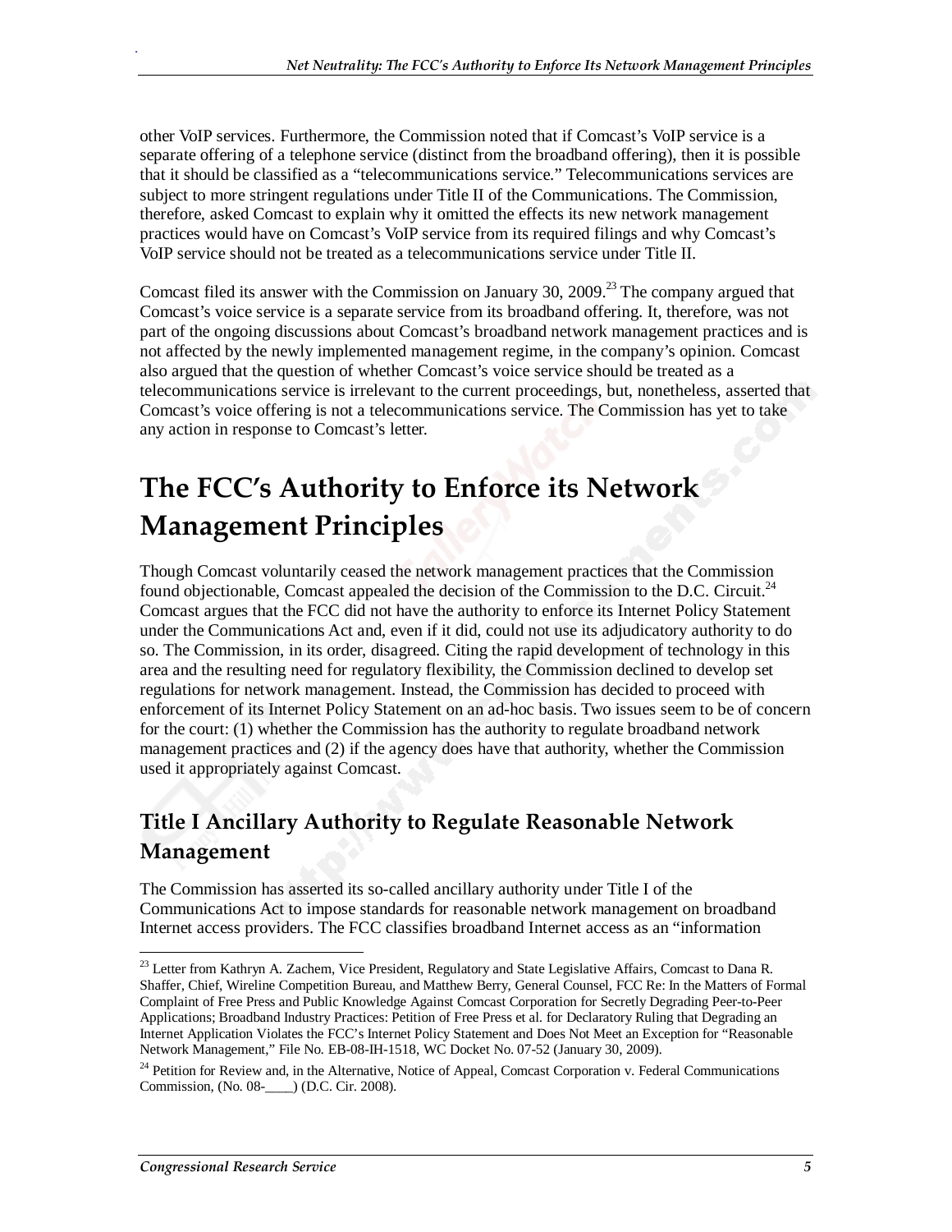other VoIP services. Furthermore, the Commission noted that if Comcast's VoIP service is a separate offering of a telephone service (distinct from the broadband offering), then it is possible that it should be classified as a "telecommunications service." Telecommunications services are subject to more stringent regulations under Title II of the Communications. The Commission, therefore, asked Comcast to explain why it omitted the effects its new network management practices would have on Comcast's VoIP service from its required filings and why Comcast's VoIP service should not be treated as a telecommunications service under Title II.

Comcast filed its answer with the Commission on January 30, 2009.[23] The company argued that Comcast's voice service is a separate service from its broadband offering. It, therefore, was not part of the ongoing discussions about Comcast's broadband network management practices and is not affected by the newly implemented management regime, in the company's opinion. Comcast also argued that the question of whether Comcast's voice service should be treated as a telecommunications service is irrelevant to the current proceedings, but, nonetheless, asserted that Comcast's voice offering is not a telecommunications service. The Commission has yet to take any action in response to Comcast's letter.

# The FCC's Authority to Enforce its Network Management Principles

Though Comcast voluntarily ceased the network management practices that the Commission found objectionable, Comcast appealed the decision of the Commission to the D.C. Circuit.[24] Comcast argues that the FCC did not have the authority to enforce its Internet Policy Statement under the Communications Act and, even if it did, could not use its adjudicatory authority to do so. The Commission, in its order, disagreed. Citing the rapid development of technology in this area and the resulting need for regulatory flexibility, the Commission declined to develop set regulations for network management. Instead, the Commission has decided to proceed with enforcement of its Internet Policy Statement on an ad-hoc basis. Two issues seem to be of concern for the court: (1) whether the Commission has the authority to regulate broadband network management practices and (2) if the agency does have that authority, whether the Commission used it appropriately against Comcast.

## Title I Ancillary Authority to Regulate Reasonable Network Management

The Commission has asserted its so-called ancillary authority under Title I of the Communications Act to impose standards for reasonable network management on broadband Internet access providers. The FCC classifies broadband Internet access as an "information

---

[23] Letter from Kathryn A. Zachem, Vice President, Regulatory and State Legislative Affairs, Comcast to Dana R. Shaffer, Chief, Wireline Competition Bureau, and Matthew Berry, General Counsel, FCC Re: In the Matters of Formal Complaint of Free Press and Public Knowledge Against Comcast Corporation for Secretly Degrading Peer-to-Peer Applications; Broadband Industry Practices: Petition of Free Press et al. for Declaratory Ruling that Degrading an Internet Application Violates the FCC's Internet Policy Statement and Does Not Meet an Exception for "Reasonable Network Management," File No. EB-08-IH-1518, WC Docket No. 07-52 (January 30, 2009).

[24] Petition for Review and, in the Alternative, Notice of Appeal, Comcast Corporation v. Federal Communications Commission, (No. 08-____) (D.C. Cir. 2008).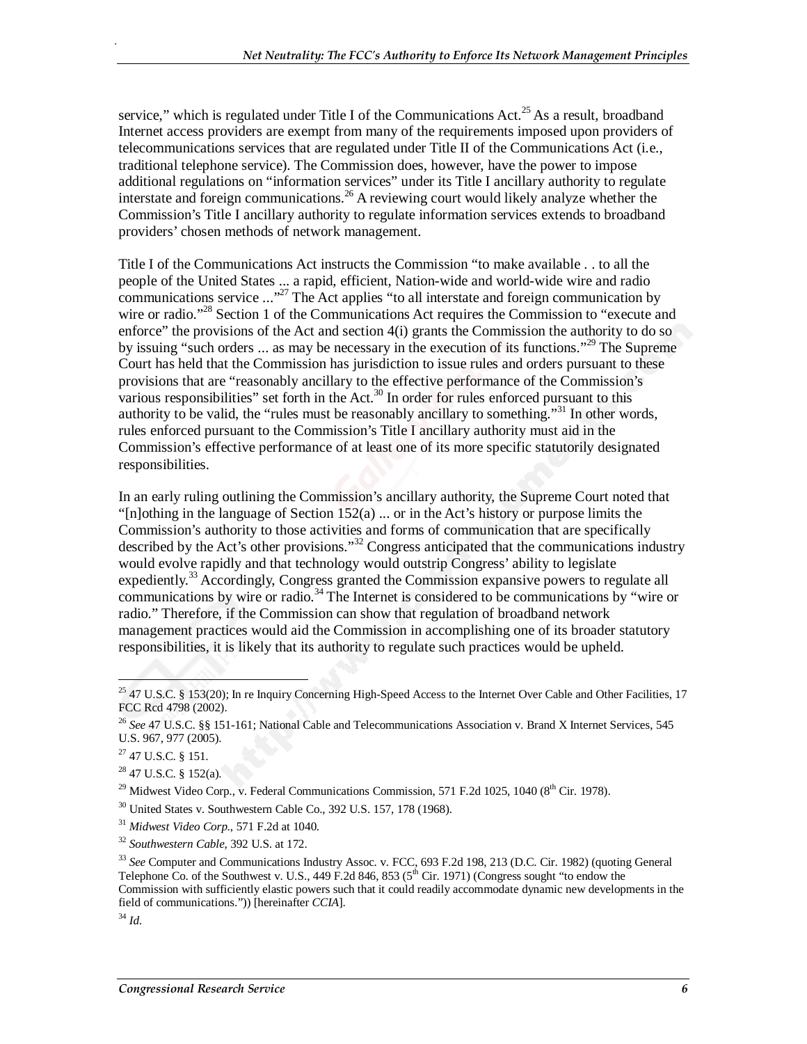service," which is regulated under Title I of the Communications Act.[25] As a result, broadband Internet access providers are exempt from many of the requirements imposed upon providers of telecommunications services that are regulated under Title II of the Communications Act (i.e., traditional telephone service). The Commission does, however, have the power to impose additional regulations on "information services" under its Title I ancillary authority to regulate interstate and foreign communications.[26] A reviewing court would likely analyze whether the Commission's Title I ancillary authority to regulate information services extends to broadband providers' chosen methods of network management.

Title I of the Communications Act instructs the Commission "to make available . . to all the people of the United States ... a rapid, efficient, Nation-wide and world-wide wire and radio communications service ..."[27] The Act applies "to all interstate and foreign communication by wire or radio."[28] Section 1 of the Communications Act requires the Commission to "execute and enforce" the provisions of the Act and section 4(i) grants the Commission the authority to do so by issuing "such orders ... as may be necessary in the execution of its functions."[29] The Supreme Court has held that the Commission has jurisdiction to issue rules and orders pursuant to these provisions that are "reasonably ancillary to the effective performance of the Commission's various responsibilities" set forth in the Act.[30] In order for rules enforced pursuant to this authority to be valid, the "rules must be reasonably ancillary to something."[31] In other words, rules enforced pursuant to the Commission's Title I ancillary authority must aid in the Commission's effective performance of at least one of its more specific statutorily designated responsibilities.

In an early ruling outlining the Commission's ancillary authority, the Supreme Court noted that "[n]othing in the language of Section 152(a) ... or in the Act's history or purpose limits the Commission's authority to those activities and forms of communication that are specifically described by the Act's other provisions."[32] Congress anticipated that the communications industry would evolve rapidly and that technology would outstrip Congress' ability to legislate expediently.[33] Accordingly, Congress granted the Commission expansive powers to regulate all communications by wire or radio.[34] The Internet is considered to be communications by "wire or radio." Therefore, if the Commission can show that regulation of broadband network management practices would aid the Commission in accomplishing one of its broader statutory responsibilities, it is likely that its authority to regulate such practices would be upheld.

---

[25] 47 U.S.C. § 153(20); In re Inquiry Concerning High-Speed Access to the Internet Over Cable and Other Facilities, 17 FCC Rcd 4798 (2002).

[26] *See* 47 U.S.C. §§ 151-161; National Cable and Telecommunications Association v. Brand X Internet Services, 545 U.S. 967, 977 (2005).

[27] 47 U.S.C. § 151.

[28] 47 U.S.C. § 152(a).

[29] Midwest Video Corp., v. Federal Communications Commission, 571 F.2d 1025, 1040 (8th Cir. 1978).

[30] United States v. Southwestern Cable Co., 392 U.S. 157, 178 (1968).

[31] *Midwest Video Corp.*, 571 F.2d at 1040.

[32] *Southwestern Cable*, 392 U.S. at 172.

[33] *See* Computer and Communications Industry Assoc. v. FCC, 693 F.2d 198, 213 (D.C. Cir. 1982) (quoting General Telephone Co. of the Southwest v. U.S., 449 F.2d 846, 853 (5th Cir. 1971) (Congress sought "to endow the Commission with sufficiently elastic powers such that it could readily accommodate dynamic new developments in the field of communications.")) [hereinafter *CCIA*].

[34] *Id.*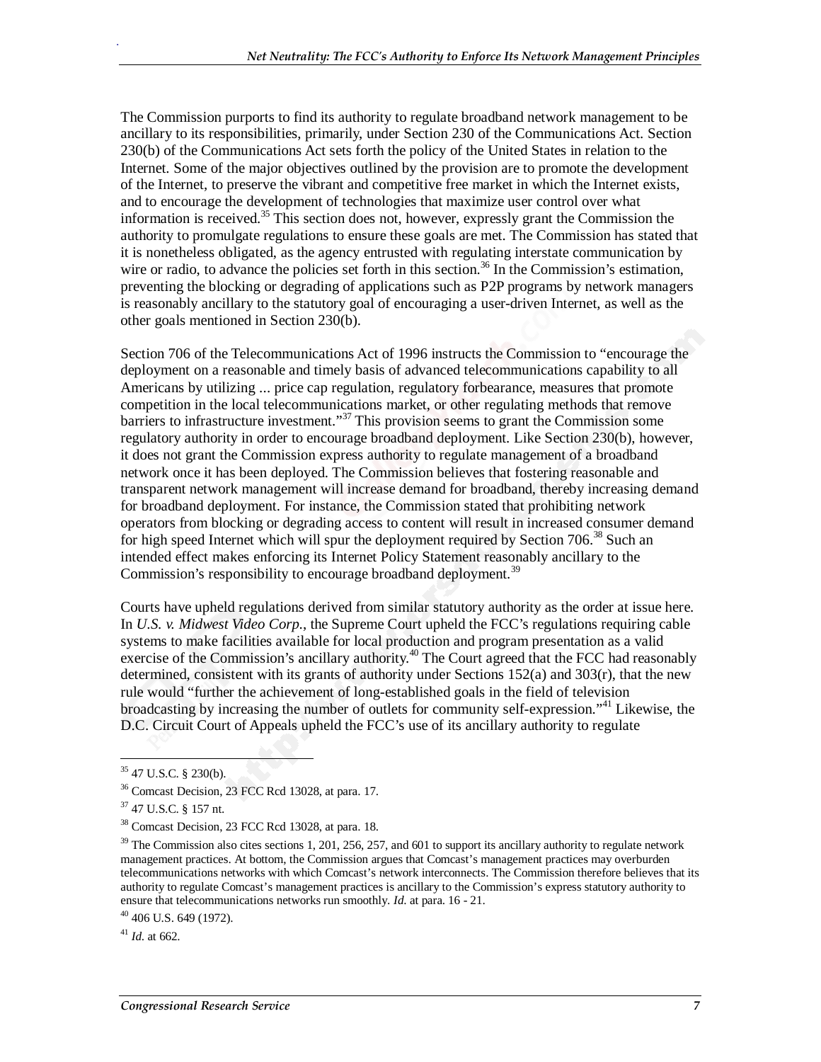The Commission purports to find its authority to regulate broadband network management to be ancillary to its responsibilities, primarily, under Section 230 of the Communications Act. Section 230(b) of the Communications Act sets forth the policy of the United States in relation to the Internet. Some of the major objectives outlined by the provision are to promote the development of the Internet, to preserve the vibrant and competitive free market in which the Internet exists, and to encourage the development of technologies that maximize user control over what information is received.[35] This section does not, however, expressly grant the Commission the authority to promulgate regulations to ensure these goals are met. The Commission has stated that it is nonetheless obligated, as the agency entrusted with regulating interstate communication by wire or radio, to advance the policies set forth in this section.[36] In the Commission's estimation, preventing the blocking or degrading of applications such as P2P programs by network managers is reasonably ancillary to the statutory goal of encouraging a user-driven Internet, as well as the other goals mentioned in Section 230(b).

Section 706 of the Telecommunications Act of 1996 instructs the Commission to "encourage the deployment on a reasonable and timely basis of advanced telecommunications capability to all Americans by utilizing ... price cap regulation, regulatory forbearance, measures that promote competition in the local telecommunications market, or other regulating methods that remove barriers to infrastructure investment."[37] This provision seems to grant the Commission some regulatory authority in order to encourage broadband deployment. Like Section 230(b), however, it does not grant the Commission express authority to regulate management of a broadband network once it has been deployed. The Commission believes that fostering reasonable and transparent network management will increase demand for broadband, thereby increasing demand for broadband deployment. For instance, the Commission stated that prohibiting network operators from blocking or degrading access to content will result in increased consumer demand for high speed Internet which will spur the deployment required by Section 706.[38] Such an intended effect makes enforcing its Internet Policy Statement reasonably ancillary to the Commission's responsibility to encourage broadband deployment.[39]

Courts have upheld regulations derived from similar statutory authority as the order at issue here. In *U.S. v. Midwest Video Corp.*, the Supreme Court upheld the FCC's regulations requiring cable systems to make facilities available for local production and program presentation as a valid exercise of the Commission's ancillary authority.[40] The Court agreed that the FCC had reasonably determined, consistent with its grants of authority under Sections 152(a) and 303(r), that the new rule would "further the achievement of long-established goals in the field of television broadcasting by increasing the number of outlets for community self-expression."[41] Likewise, the D.C. Circuit Court of Appeals upheld the FCC's use of its ancillary authority to regulate

---

[35] 47 U.S.C. § 230(b).

[36] Comcast Decision, 23 FCC Rcd 13028, at para. 17.

[37] 47 U.S.C. § 157 nt.

[38] Comcast Decision, 23 FCC Rcd 13028, at para. 18.

[39] The Commission also cites sections 1, 201, 256, 257, and 601 to support its ancillary authority to regulate network management practices. At bottom, the Commission argues that Comcast's management practices may overburden telecommunications networks with which Comcast's network interconnects. The Commission therefore believes that its authority to regulate Comcast's management practices is ancillary to the Commission's express statutory authority to ensure that telecommunications networks run smoothly. *Id.* at para. 16 - 21.

[40] 406 U.S. 649 (1972).

[41] *Id.* at 662.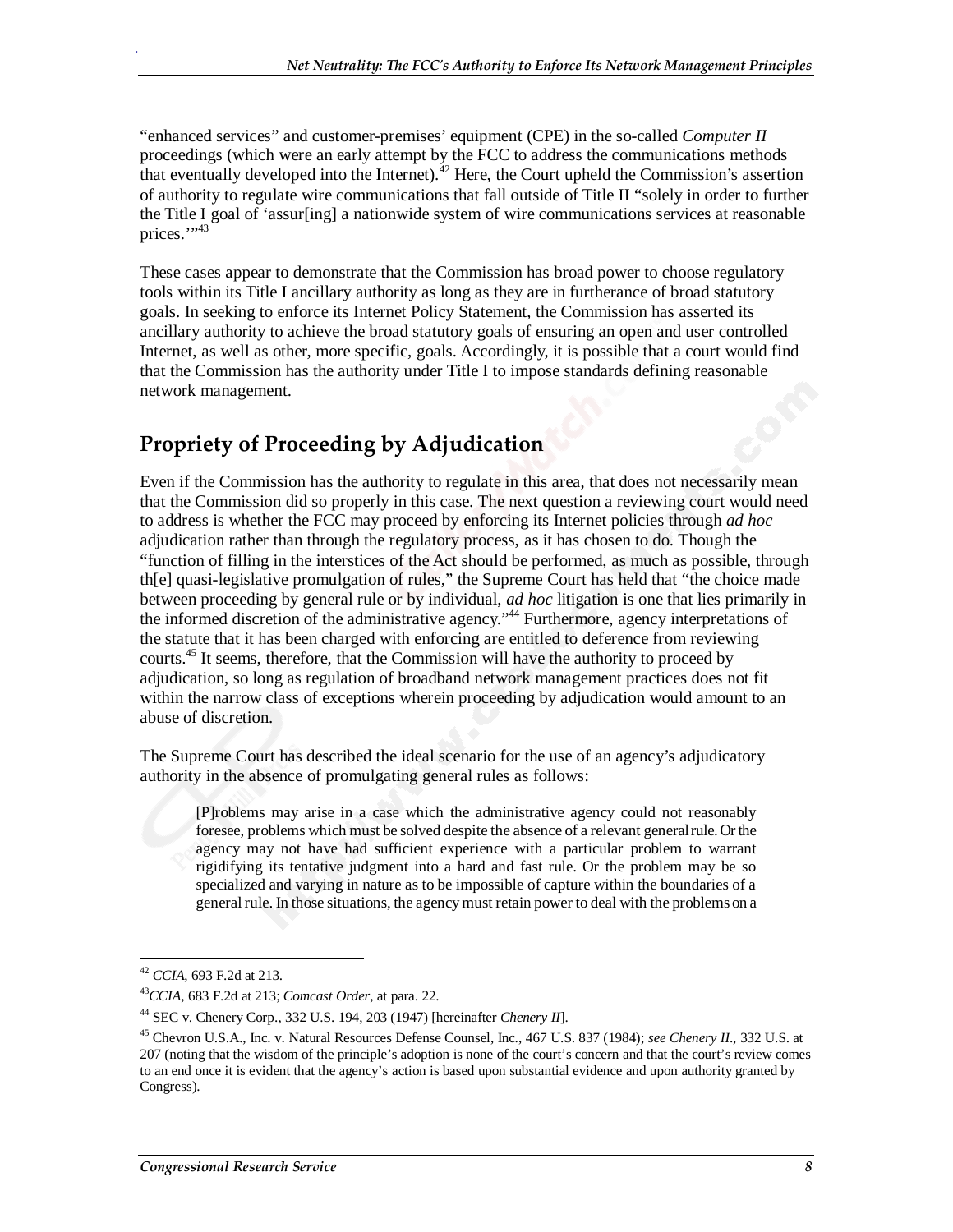"enhanced services" and customer-premises' equipment (CPE) in the so-called *Computer II* proceedings (which were an early attempt by the FCC to address the communications methods that eventually developed into the Internet).[42] Here, the Court upheld the Commission's assertion of authority to regulate wire communications that fall outside of Title II "solely in order to further the Title I goal of 'assur[ing] a nationwide system of wire communications services at reasonable prices.'"[43]

These cases appear to demonstrate that the Commission has broad power to choose regulatory tools within its Title I ancillary authority as long as they are in furtherance of broad statutory goals. In seeking to enforce its Internet Policy Statement, the Commission has asserted its ancillary authority to achieve the broad statutory goals of ensuring an open and user controlled Internet, as well as other, more specific, goals. Accordingly, it is possible that a court would find that the Commission has the authority under Title I to impose standards defining reasonable network management.

## Propriety of Proceeding by Adjudication

Even if the Commission has the authority to regulate in this area, that does not necessarily mean that the Commission did so properly in this case. The next question a reviewing court would need to address is whether the FCC may proceed by enforcing its Internet policies through *ad hoc* adjudication rather than through the regulatory process, as it has chosen to do. Though the "function of filling in the interstices of the Act should be performed, as much as possible, through th[e] quasi-legislative promulgation of rules," the Supreme Court has held that "the choice made between proceeding by general rule or by individual, *ad hoc* litigation is one that lies primarily in the informed discretion of the administrative agency."[44] Furthermore, agency interpretations of the statute that it has been charged with enforcing are entitled to deference from reviewing courts.[45] It seems, therefore, that the Commission will have the authority to proceed by adjudication, so long as regulation of broadband network management practices does not fit within the narrow class of exceptions wherein proceeding by adjudication would amount to an abuse of discretion.

The Supreme Court has described the ideal scenario for the use of an agency's adjudicatory authority in the absence of promulgating general rules as follows:

> [P]roblems may arise in a case which the administrative agency could not reasonably foresee, problems which must be solved despite the absence of a relevant general rule. Or the agency may not have had sufficient experience with a particular problem to warrant rigidifying its tentative judgment into a hard and fast rule. Or the problem may be so specialized and varying in nature as to be impossible of capture within the boundaries of a general rule. In those situations, the agency must retain power to deal with the problems on a

---

[42] *CCIA*, 693 F.2d at 213.

[43] *CCIA*, 683 F.2d at 213; *Comcast Order*, at para. 22.

[44] SEC v. Chenery Corp., 332 U.S. 194, 203 (1947) [hereinafter *Chenery II*].

[45] Chevron U.S.A., Inc. v. Natural Resources Defense Counsel, Inc., 467 U.S. 837 (1984); *see Chenery II*., 332 U.S. at 207 (noting that the wisdom of the principle's adoption is none of the court's concern and that the court's review comes to an end once it is evident that the agency's action is based upon substantial evidence and upon authority granted by Congress).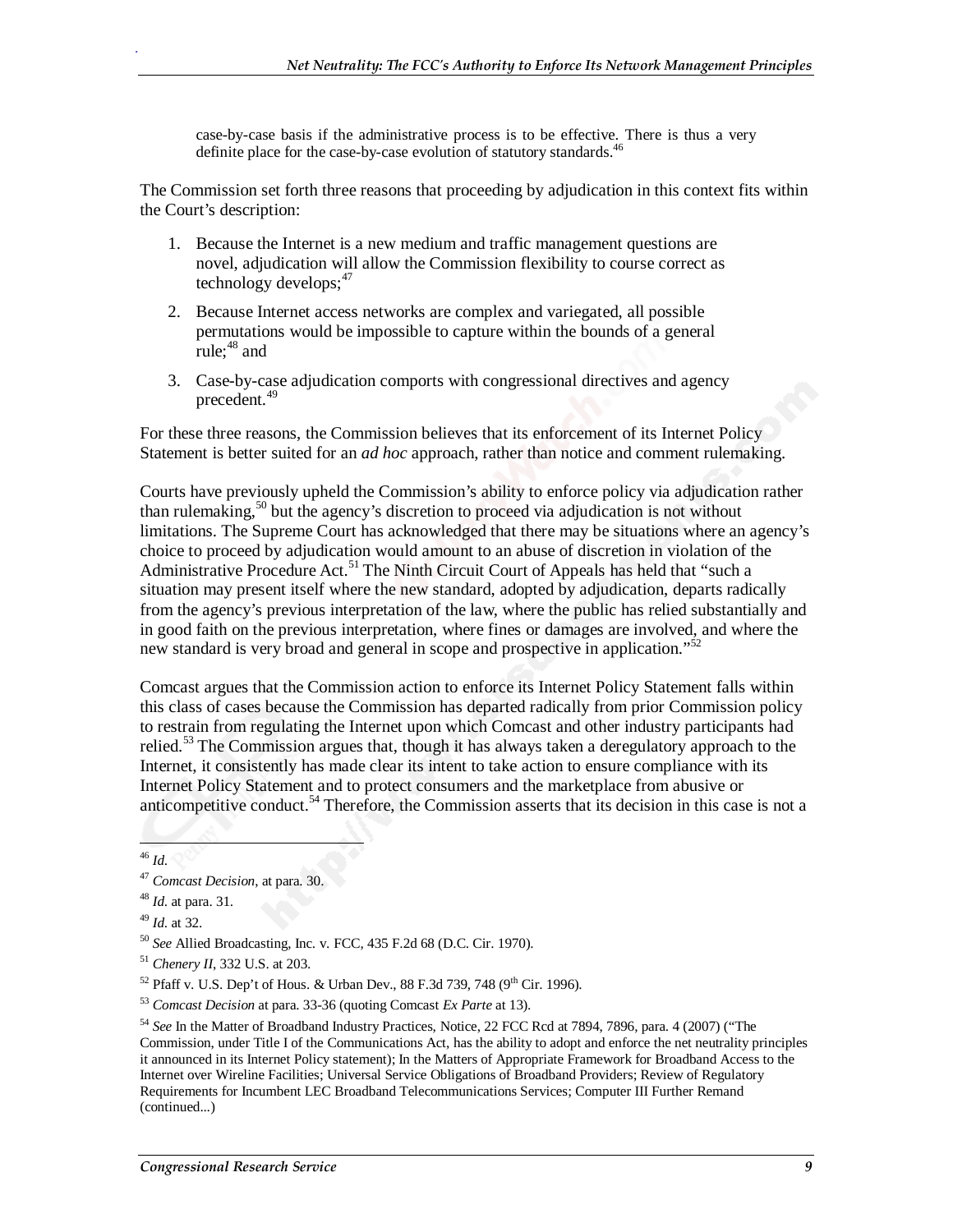> case-by-case basis if the administrative process is to be effective. There is thus a very definite place for the case-by-case evolution of statutory standards.[46]

The Commission set forth three reasons that proceeding by adjudication in this context fits within the Court's description:

1. Because the Internet is a new medium and traffic management questions are novel, adjudication will allow the Commission flexibility to course correct as technology develops;[47]
2. Because Internet access networks are complex and variegated, all possible permutations would be impossible to capture within the bounds of a general rule;[48] and
3. Case-by-case adjudication comports with congressional directives and agency precedent.[49]

For these three reasons, the Commission believes that its enforcement of its Internet Policy Statement is better suited for an *ad hoc* approach, rather than notice and comment rulemaking.

Courts have previously upheld the Commission's ability to enforce policy via adjudication rather than rulemaking,[50] but the agency's discretion to proceed via adjudication is not without limitations. The Supreme Court has acknowledged that there may be situations where an agency's choice to proceed by adjudication would amount to an abuse of discretion in violation of the Administrative Procedure Act.[51] The Ninth Circuit Court of Appeals has held that "such a situation may present itself where the new standard, adopted by adjudication, departs radically from the agency's previous interpretation of the law, where the public has relied substantially and in good faith on the previous interpretation, where fines or damages are involved, and where the new standard is very broad and general in scope and prospective in application."[52]

Comcast argues that the Commission action to enforce its Internet Policy Statement falls within this class of cases because the Commission has departed radically from prior Commission policy to restrain from regulating the Internet upon which Comcast and other industry participants had relied.[53] The Commission argues that, though it has always taken a deregulatory approach to the Internet, it consistently has made clear its intent to take action to ensure compliance with its Internet Policy Statement and to protect consumers and the marketplace from abusive or anticompetitive conduct.[54] Therefore, the Commission asserts that its decision in this case is not a

---

[46] *Id.*

[47] *Comcast Decision*, at para. 30.

[48] *Id.* at para. 31.

[49] *Id.* at 32.

[50] *See* Allied Broadcasting, Inc. v. FCC, 435 F.2d 68 (D.C. Cir. 1970).

[51] *Chenery II*, 332 U.S. at 203.

[52] Pfaff v. U.S. Dep't of Hous. & Urban Dev., 88 F.3d 739, 748 (9th Cir. 1996).

[53] *Comcast Decision* at para. 33-36 (quoting Comcast *Ex Parte* at 13).

[54] *See* In the Matter of Broadband Industry Practices, Notice, 22 FCC Rcd at 7894, 7896, para. 4 (2007) ("The Commission, under Title I of the Communications Act, has the ability to adopt and enforce the net neutrality principles it announced in its Internet Policy statement); In the Matters of Appropriate Framework for Broadband Access to the Internet over Wireline Facilities; Universal Service Obligations of Broadband Providers; Review of Regulatory Requirements for Incumbent LEC Broadband Telecommunications Services; Computer III Further Remand (continued...)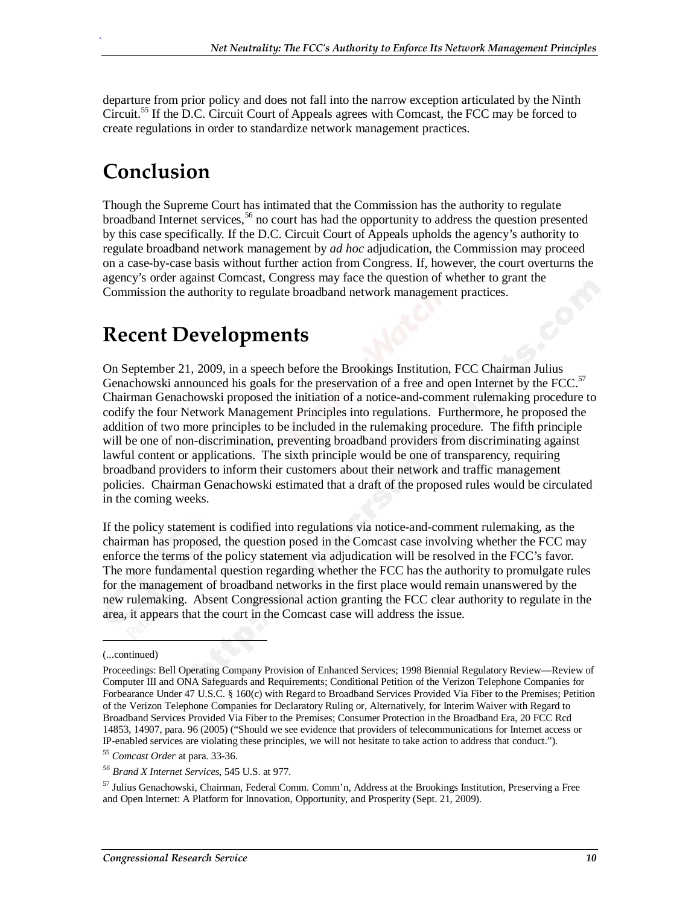departure from prior policy and does not fall into the narrow exception articulated by the Ninth Circuit.[55] If the D.C. Circuit Court of Appeals agrees with Comcast, the FCC may be forced to create regulations in order to standardize network management practices.

# Conclusion

Though the Supreme Court has intimated that the Commission has the authority to regulate broadband Internet services,[56] no court has had the opportunity to address the question presented by this case specifically. If the D.C. Circuit Court of Appeals upholds the agency's authority to regulate broadband network management by *ad hoc* adjudication, the Commission may proceed on a case-by-case basis without further action from Congress. If, however, the court overturns the agency's order against Comcast, Congress may face the question of whether to grant the Commission the authority to regulate broadband network management practices.

# Recent Developments

On September 21, 2009, in a speech before the Brookings Institution, FCC Chairman Julius Genachowski announced his goals for the preservation of a free and open Internet by the FCC.[57] Chairman Genachowski proposed the initiation of a notice-and-comment rulemaking procedure to codify the four Network Management Principles into regulations. Furthermore, he proposed the addition of two more principles to be included in the rulemaking procedure. The fifth principle will be one of non-discrimination, preventing broadband providers from discriminating against lawful content or applications. The sixth principle would be one of transparency, requiring broadband providers to inform their customers about their network and traffic management policies. Chairman Genachowski estimated that a draft of the proposed rules would be circulated in the coming weeks.

If the policy statement is codified into regulations via notice-and-comment rulemaking, as the chairman has proposed, the question posed in the Comcast case involving whether the FCC may enforce the terms of the policy statement via adjudication will be resolved in the FCC's favor. The more fundamental question regarding whether the FCC has the authority to promulgate rules for the management of broadband networks in the first place would remain unanswered by the new rulemaking. Absent Congressional action granting the FCC clear authority to regulate in the area, it appears that the court in the Comcast case will address the issue.

---

(...continued)

Proceedings: Bell Operating Company Provision of Enhanced Services; 1998 Biennial Regulatory Review—Review of Computer III and ONA Safeguards and Requirements; Conditional Petition of the Verizon Telephone Companies for Forbearance Under 47 U.S.C. § 160(c) with Regard to Broadband Services Provided Via Fiber to the Premises; Petition of the Verizon Telephone Companies for Declaratory Ruling or, Alternatively, for Interim Waiver with Regard to Broadband Services Provided Via Fiber to the Premises; Consumer Protection in the Broadband Era, 20 FCC Rcd 14853, 14907, para. 96 (2005) ("Should we see evidence that providers of telecommunications for Internet access or IP-enabled services are violating these principles, we will not hesitate to take action to address that conduct.").

[55] *Comcast Order* at para. 33-36.

[56] *Brand X Internet Services*, 545 U.S. at 977.

[57] Julius Genachowski, Chairman, Federal Comm. Comm'n, Address at the Brookings Institution, Preserving a Free and Open Internet: A Platform for Innovation, Opportunity, and Prosperity (Sept. 21, 2009).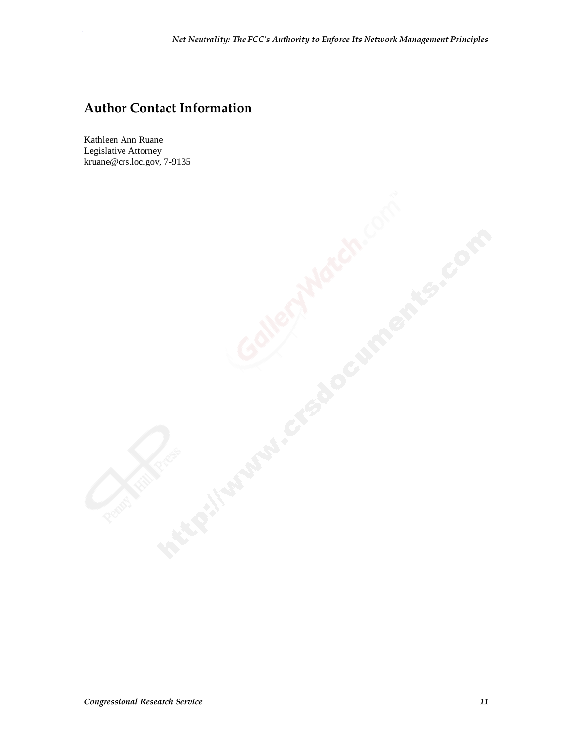## Author Contact Information

Kathleen Ann Ruane
Legislative Attorney
kruane@crs.loc.gov, 7-9135